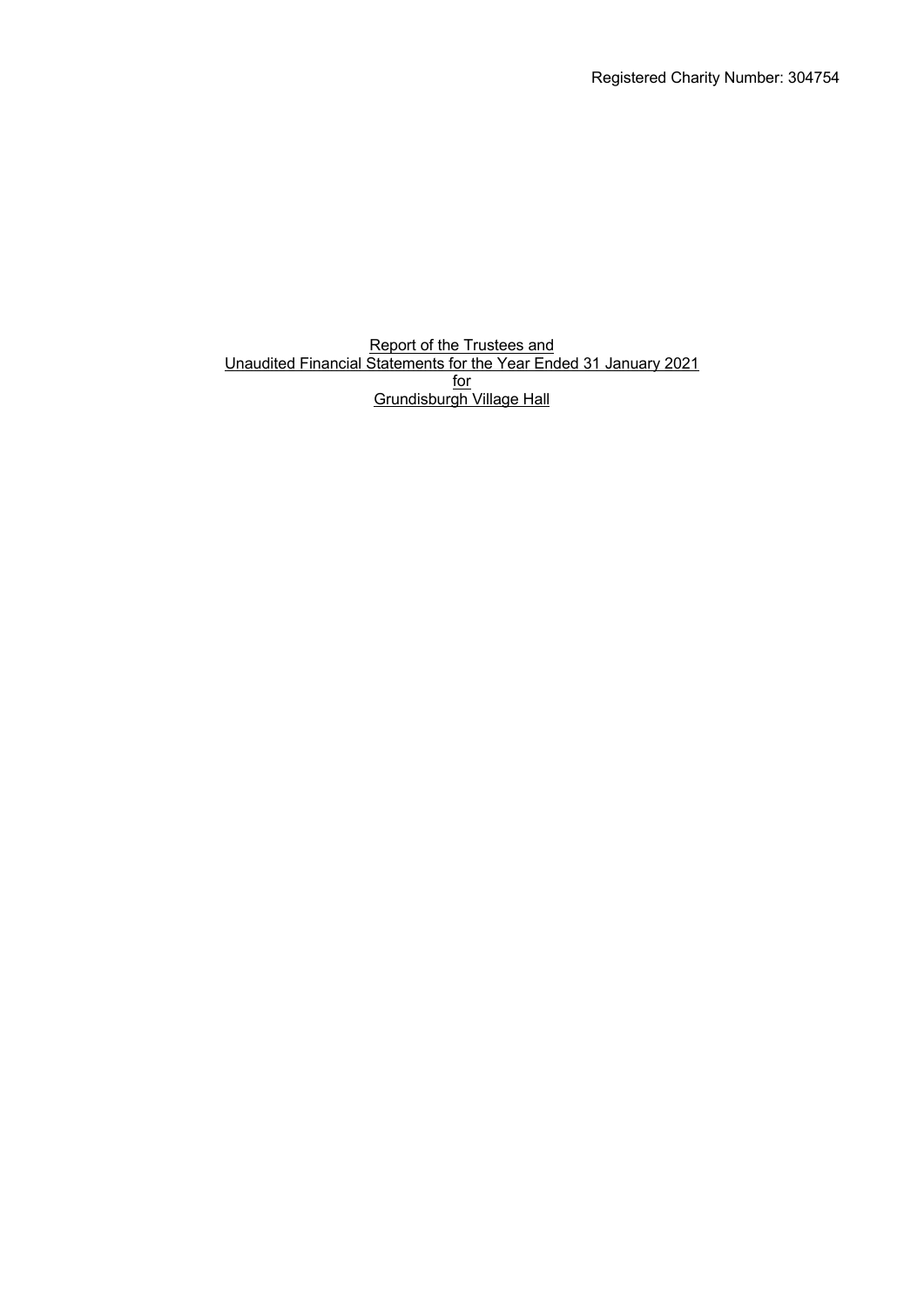Registered Charity Number: 304754

Report of the Trustees and
Unaudited Financial Statements for the Year Ended 31 January 2021
for
Grundisburgh Village Hall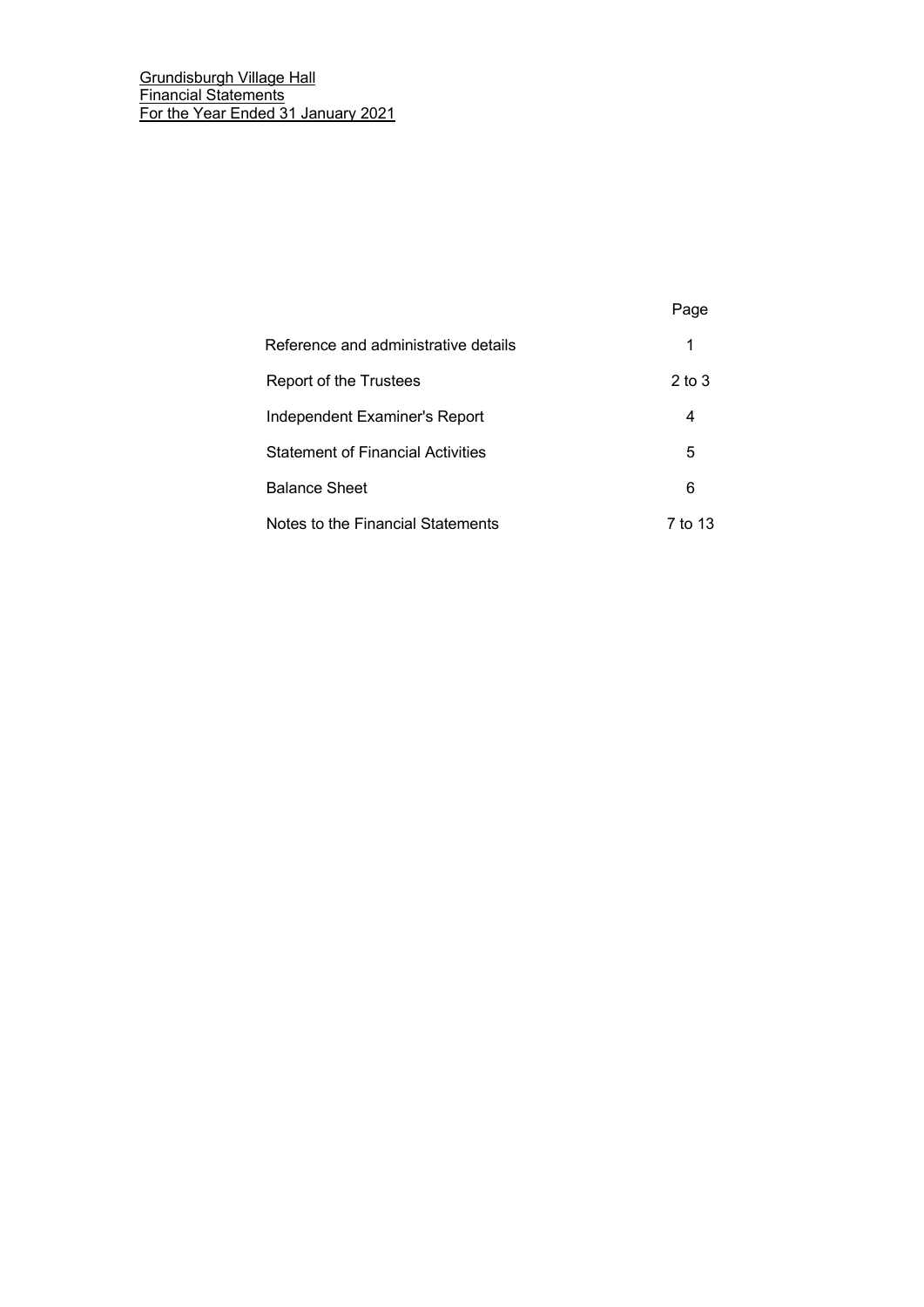Grundisburgh Village Hall
Financial Statements
For the Year Ended 31 January 2021

| | Page |
|---|---|
| Reference and administrative details | 1 |
| Report of the Trustees | 2 to 3 |
| Independent Examiner's Report | 4 |
| Statement of Financial Activities | 5 |
| Balance Sheet | 6 |
| Notes to the Financial Statements | 7 to 13 |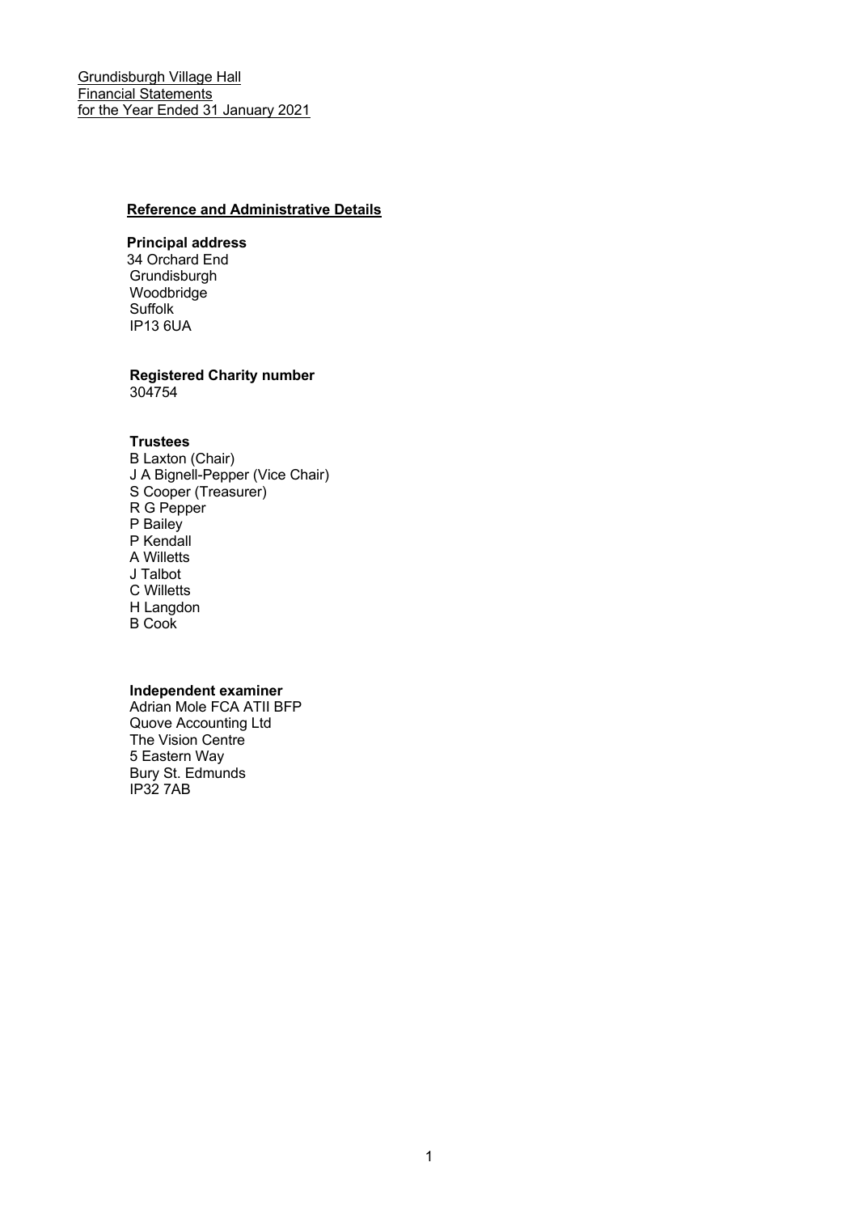Grundisburgh Village Hall
Financial Statements
for the Year Ended 31 January 2021

## Reference and Administrative Details

**Principal address**
34 Orchard End
Grundisburgh
Woodbridge
Suffolk
IP13 6UA

**Registered Charity number**
304754

**Trustees**
B Laxton (Chair)
J A Bignell-Pepper (Vice Chair)
S Cooper (Treasurer)
R G Pepper
P Bailey
P Kendall
A Willetts
J Talbot
C Willetts
H Langdon
B Cook

**Independent examiner**
Adrian Mole FCA ATII BFP
Quove Accounting Ltd
The Vision Centre
5 Eastern Way
Bury St. Edmunds
IP32 7AB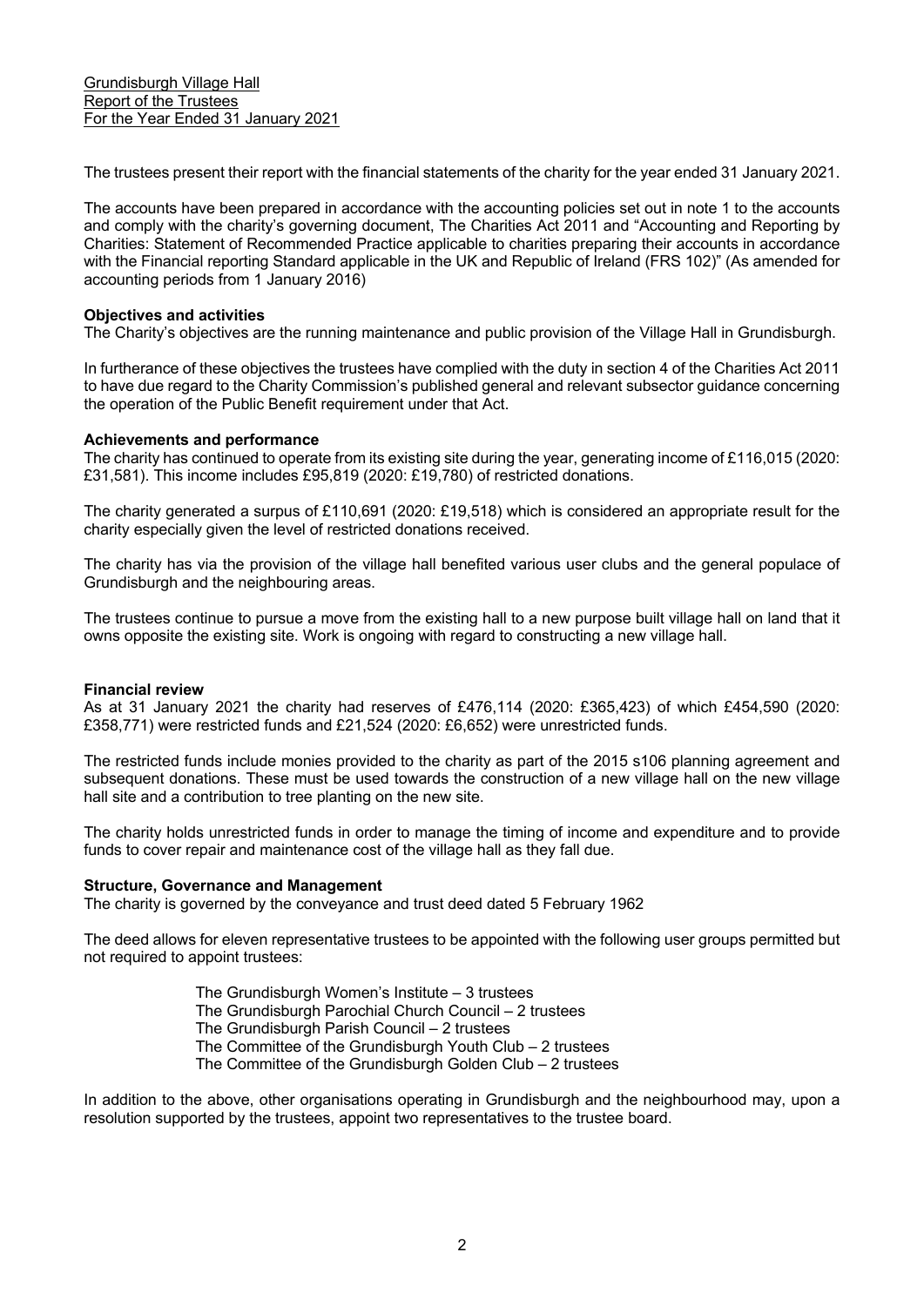Grundisburgh Village Hall
Report of the Trustees
For the Year Ended 31 January 2021

The trustees present their report with the financial statements of the charity for the year ended 31 January 2021.

The accounts have been prepared in accordance with the accounting policies set out in note 1 to the accounts and comply with the charity's governing document, The Charities Act 2011 and "Accounting and Reporting by Charities: Statement of Recommended Practice applicable to charities preparing their accounts in accordance with the Financial reporting Standard applicable in the UK and Republic of Ireland (FRS 102)" (As amended for accounting periods from 1 January 2016)

**Objectives and activities**

The Charity's objectives are the running maintenance and public provision of the Village Hall in Grundisburgh.

In furtherance of these objectives the trustees have complied with the duty in section 4 of the Charities Act 2011 to have due regard to the Charity Commission's published general and relevant subsector guidance concerning the operation of the Public Benefit requirement under that Act.

**Achievements and performance**

The charity has continued to operate from its existing site during the year, generating income of £116,015 (2020: £31,581). This income includes £95,819 (2020: £19,780) of restricted donations.

The charity generated a surpus of £110,691 (2020: £19,518) which is considered an appropriate result for the charity especially given the level of restricted donations received.

The charity has via the provision of the village hall benefited various user clubs and the general populace of Grundisburgh and the neighbouring areas.

The trustees continue to pursue a move from the existing hall to a new purpose built village hall on land that it owns opposite the existing site. Work is ongoing with regard to constructing a new village hall.

**Financial review**

As at 31 January 2021 the charity had reserves of £476,114 (2020: £365,423) of which £454,590 (2020: £358,771) were restricted funds and £21,524 (2020: £6,652) were unrestricted funds.

The restricted funds include monies provided to the charity as part of the 2015 s106 planning agreement and subsequent donations. These must be used towards the construction of a new village hall on the new village hall site and a contribution to tree planting on the new site.

The charity holds unrestricted funds in order to manage the timing of income and expenditure and to provide funds to cover repair and maintenance cost of the village hall as they fall due.

**Structure, Governance and Management**

The charity is governed by the conveyance and trust deed dated 5 February 1962

The deed allows for eleven representative trustees to be appointed with the following user groups permitted but not required to appoint trustees:

- The Grundisburgh Women's Institute – 3 trustees
- The Grundisburgh Parochial Church Council – 2 trustees
- The Grundisburgh Parish Council – 2 trustees
- The Committee of the Grundisburgh Youth Club – 2 trustees
- The Committee of the Grundisburgh Golden Club – 2 trustees

In addition to the above, other organisations operating in Grundisburgh and the neighbourhood may, upon a resolution supported by the trustees, appoint two representatives to the trustee board.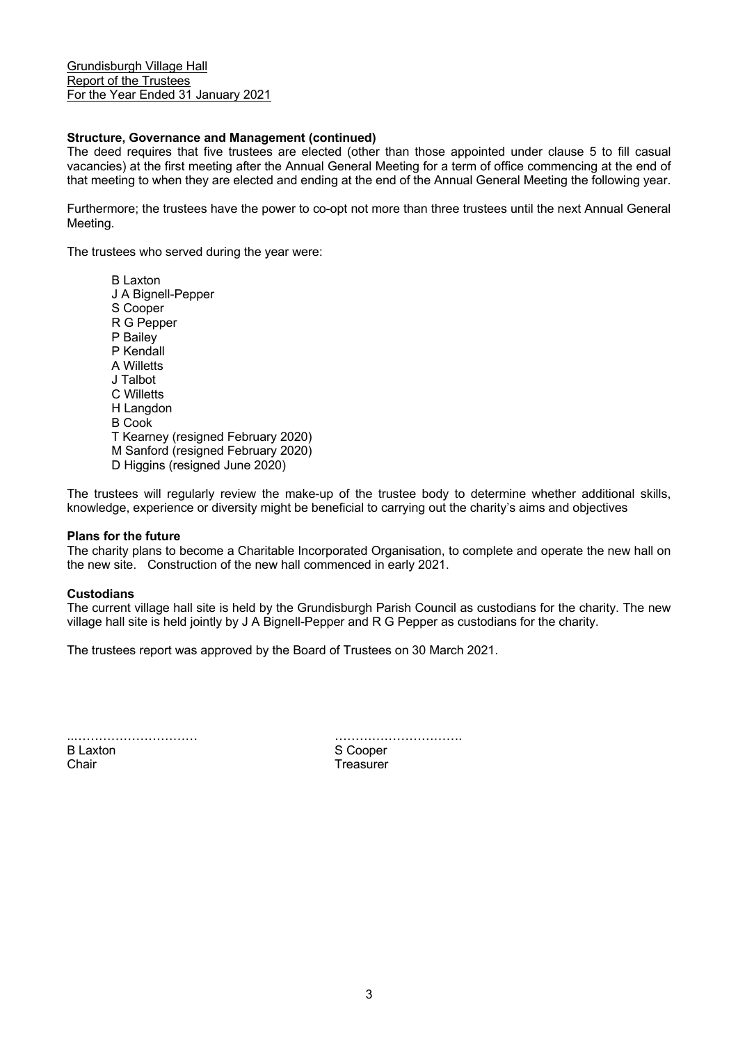Grundisburgh Village Hall
Report of the Trustees
For the Year Ended 31 January 2021

**Structure, Governance and Management (continued)**

The deed requires that five trustees are elected (other than those appointed under clause 5 to fill casual vacancies) at the first meeting after the Annual General Meeting for a term of office commencing at the end of that meeting to when they are elected and ending at the end of the Annual General Meeting the following year.

Furthermore; the trustees have the power to co-opt not more than three trustees until the next Annual General Meeting.

The trustees who served during the year were:

B Laxton
J A Bignell-Pepper
S Cooper
R G Pepper
P Bailey
P Kendall
A Willetts
J Talbot
C Willetts
H Langdon
B Cook
T Kearney (resigned February 2020)
M Sanford (resigned February 2020)
D Higgins (resigned June 2020)

The trustees will regularly review the make-up of the trustee body to determine whether additional skills, knowledge, experience or diversity might be beneficial to carrying out the charity's aims and objectives

**Plans for the future**

The charity plans to become a Charitable Incorporated Organisation, to complete and operate the new hall on the new site. Construction of the new hall commenced in early 2021.

**Custodians**

The current village hall site is held by the Grundisburgh Parish Council as custodians for the charity. The new village hall site is held jointly by J A Bignell-Pepper and R G Pepper as custodians for the charity.

The trustees report was approved by the Board of Trustees on 30 March 2021.

..............................
B Laxton
Chair

..............................
S Cooper
Treasurer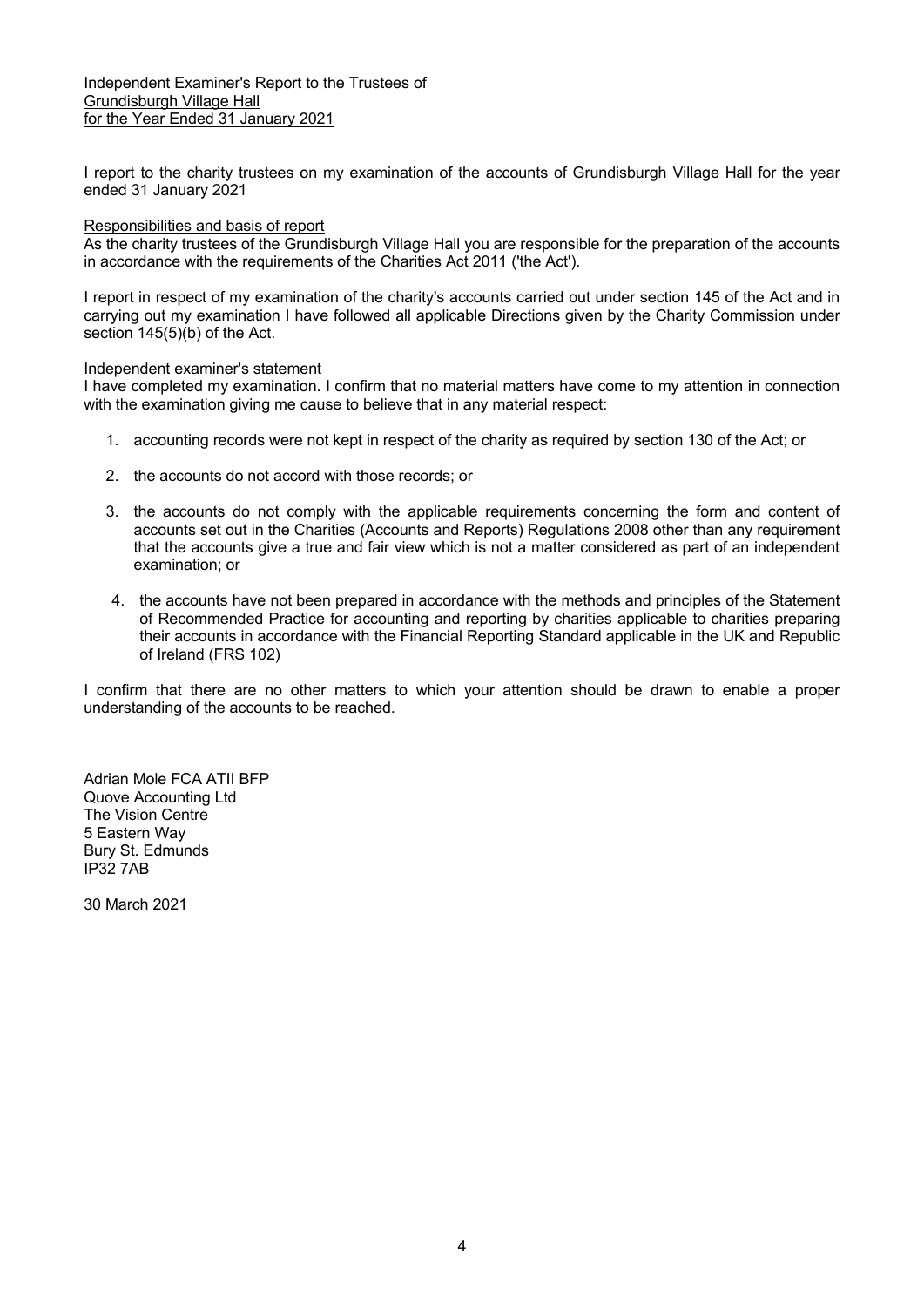# Independent Examiner's Report to the Trustees of Grundisburgh Village Hall for the Year Ended 31 January 2021

I report to the charity trustees on my examination of the accounts of Grundisburgh Village Hall for the year ended 31 January 2021

## Responsibilities and basis of report

As the charity trustees of the Grundisburgh Village Hall you are responsible for the preparation of the accounts in accordance with the requirements of the Charities Act 2011 ('the Act').

I report in respect of my examination of the charity's accounts carried out under section 145 of the Act and in carrying out my examination I have followed all applicable Directions given by the Charity Commission under section 145(5)(b) of the Act.

## Independent examiner's statement

I have completed my examination. I confirm that no material matters have come to my attention in connection with the examination giving me cause to believe that in any material respect:

1. accounting records were not kept in respect of the charity as required by section 130 of the Act; or
2. the accounts do not accord with those records; or
3. the accounts do not comply with the applicable requirements concerning the form and content of accounts set out in the Charities (Accounts and Reports) Regulations 2008 other than any requirement that the accounts give a true and fair view which is not a matter considered as part of an independent examination; or
4. the accounts have not been prepared in accordance with the methods and principles of the Statement of Recommended Practice for accounting and reporting by charities applicable to charities preparing their accounts in accordance with the Financial Reporting Standard applicable in the UK and Republic of Ireland (FRS 102)

I confirm that there are no other matters to which your attention should be drawn to enable a proper understanding of the accounts to be reached.

Adrian Mole FCA ATII BFP
Quove Accounting Ltd
The Vision Centre
5 Eastern Way
Bury St. Edmunds
IP32 7AB

30 March 2021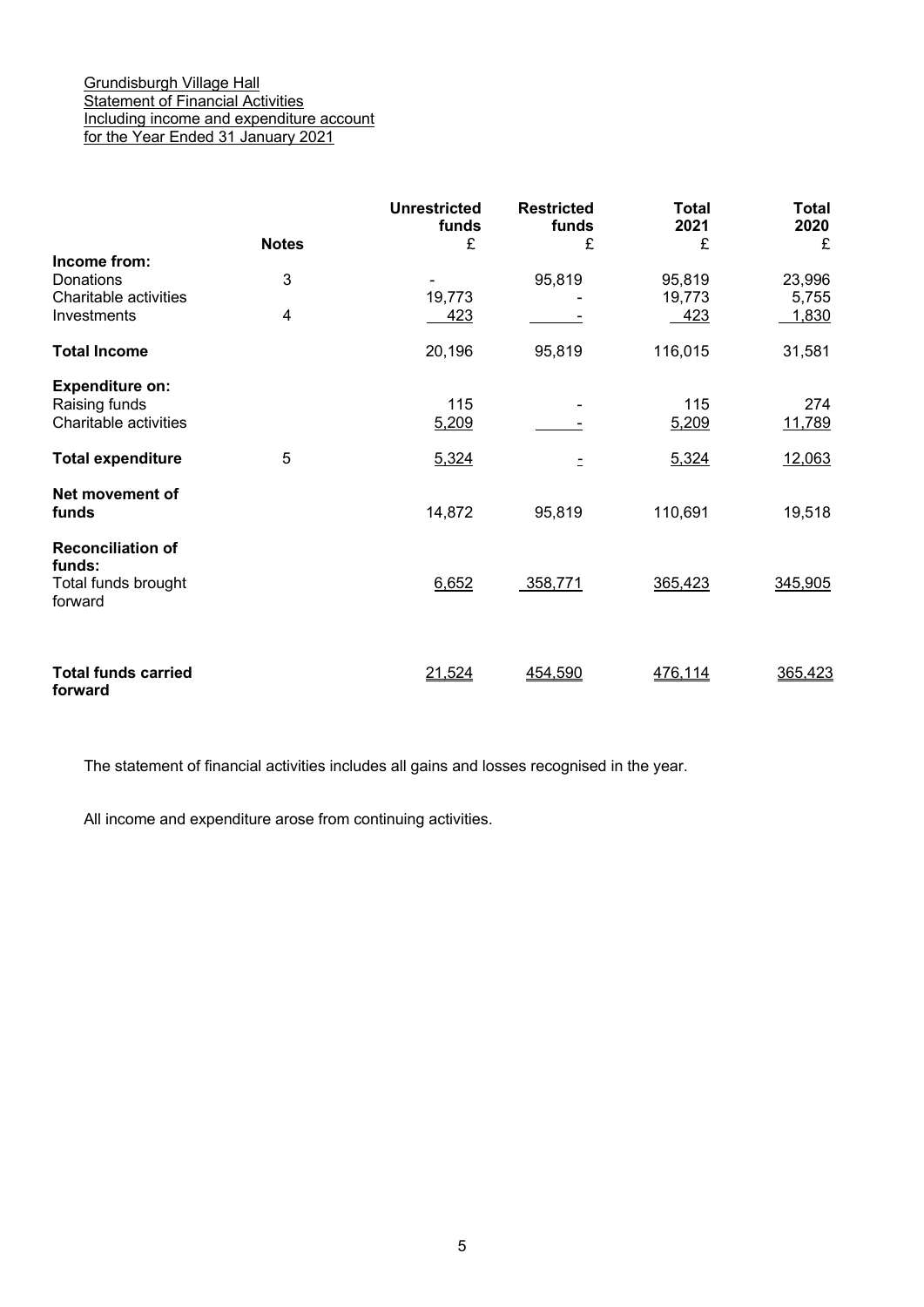Grundisburgh Village Hall
Statement of Financial Activities
Including income and expenditure account
for the Year Ended 31 January 2021

| | Notes | Unrestricted funds £ | Restricted funds £ | Total 2021 £ | Total 2020 £ |
|---|---|---|---|---|---|
| **Income from:** | | | | | |
| Donations | 3 | - | 95,819 | 95,819 | 23,996 |
| Charitable activities | | 19,773 | - | 19,773 | 5,755 |
| Investments | 4 | 423 | - | 423 | 1,830 |
| **Total Income** | | 20,196 | 95,819 | 116,015 | 31,581 |
| **Expenditure on:** | | | | | |
| Raising funds | | 115 | - | 115 | 274 |
| Charitable activities | | 5,209 | - | 5,209 | 11,789 |
| **Total expenditure** | 5 | 5,324 | - | 5,324 | 12,063 |
| **Net movement of funds** | | 14,872 | 95,819 | 110,691 | 19,518 |
| **Reconciliation of funds:** | | | | | |
| Total funds brought forward | | 6,652 | 358,771 | 365,423 | 345,905 |
| **Total funds carried forward** | | 21,524 | 454,590 | 476,114 | 365,423 |

The statement of financial activities includes all gains and losses recognised in the year.

All income and expenditure arose from continuing activities.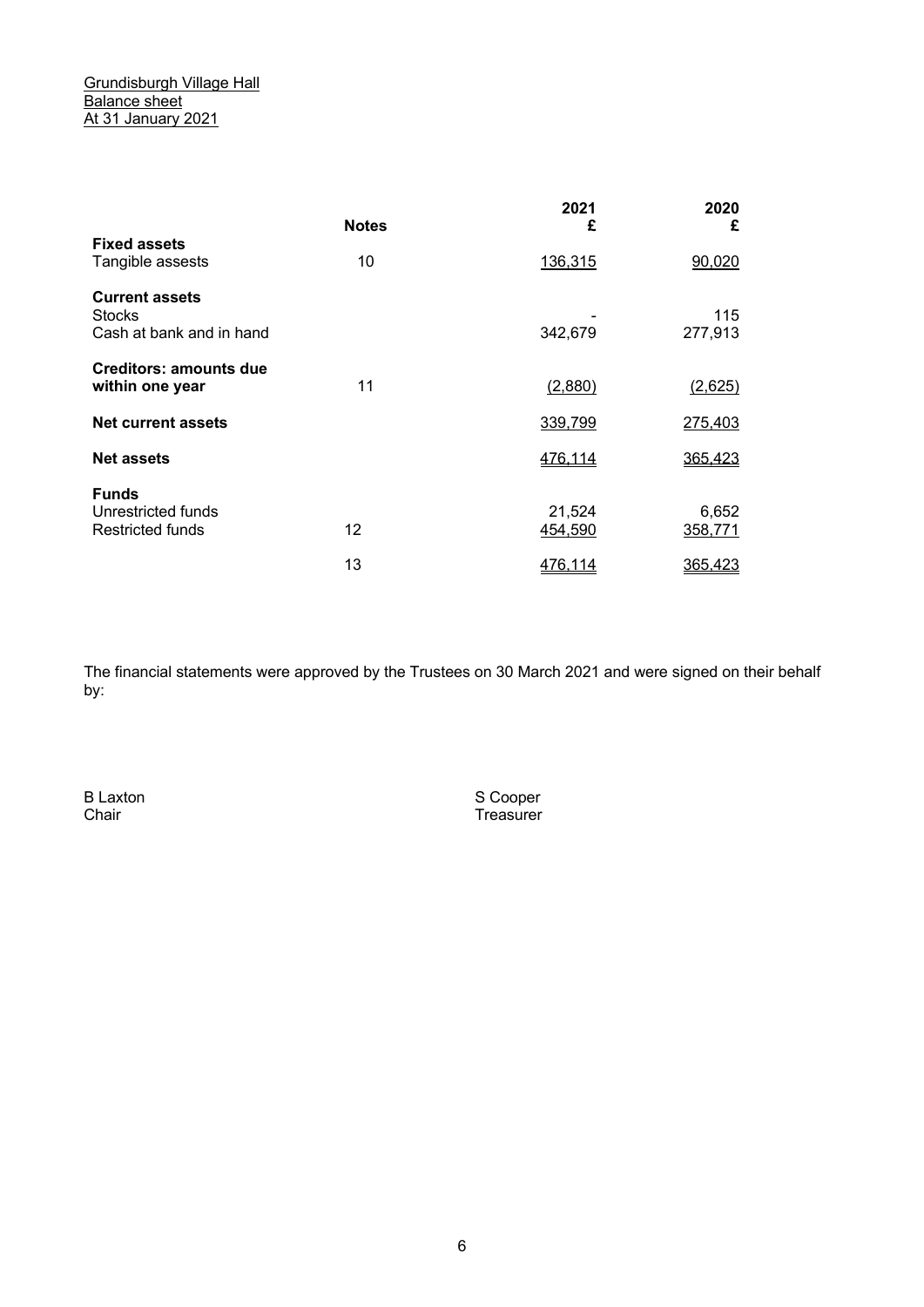Grundisburgh Village Hall
Balance sheet
At 31 January 2021

| | Notes | 2021 £ | 2020 £ |
|---|---|---|---|
| **Fixed assets** | | | |
| Tangible assests | 10 | 136,315 | 90,020 |
| **Current assets** | | | |
| Stocks | | - | 115 |
| Cash at bank and in hand | | 342,679 | 277,913 |
| **Creditors: amounts due within one year** | 11 | (2,880) | (2,625) |
| **Net current assets** | | 339,799 | 275,403 |
| **Net assets** | | 476,114 | 365,423 |
| **Funds** | | | |
| Unrestricted funds | | 21,524 | 6,652 |
| Restricted funds | 12 | 454,590 | 358,771 |
| | 13 | 476,114 | 365,423 |

The financial statements were approved by the Trustees on 30 March 2021 and were signed on their behalf by:

B Laxton
Chair

S Cooper
Treasurer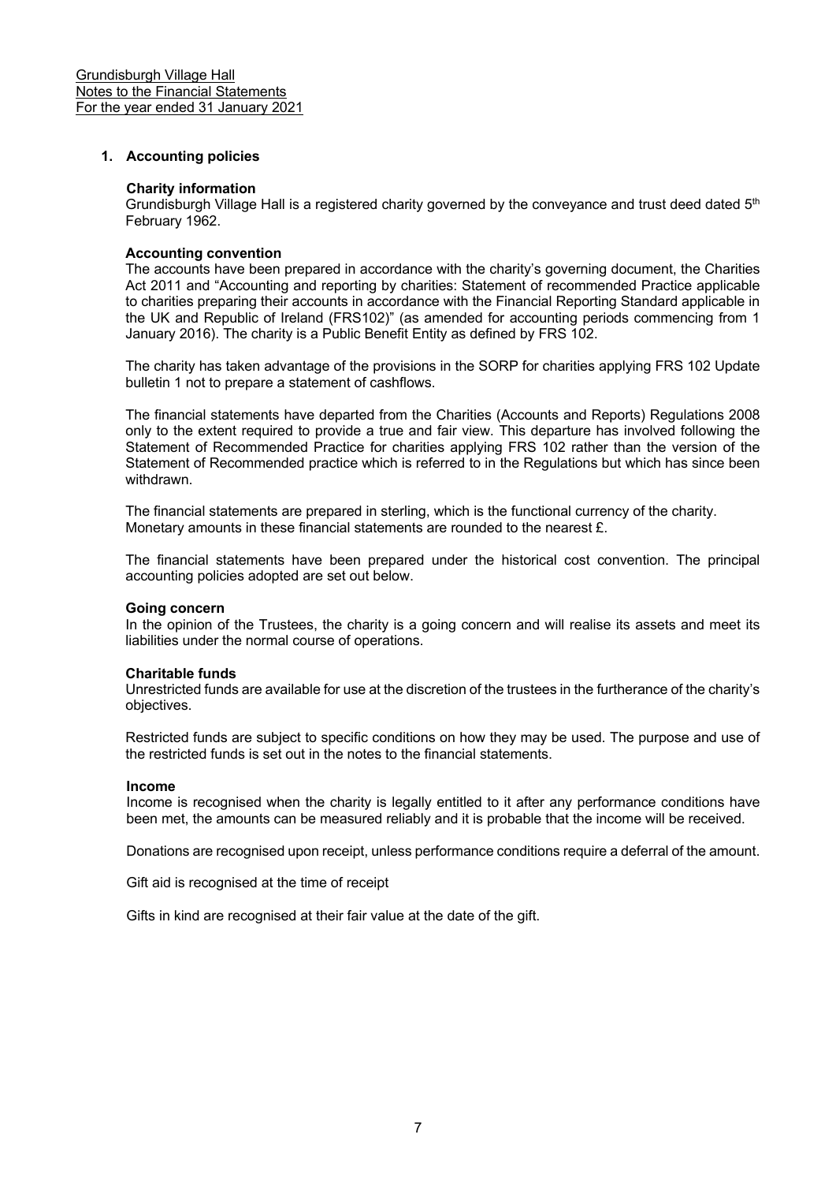Grundisburgh Village Hall
Notes to the Financial Statements
For the year ended 31 January 2021

## 1. Accounting policies

### Charity information

Grundisburgh Village Hall is a registered charity governed by the conveyance and trust deed dated 5th February 1962.

### Accounting convention

The accounts have been prepared in accordance with the charity's governing document, the Charities Act 2011 and "Accounting and reporting by charities: Statement of recommended Practice applicable to charities preparing their accounts in accordance with the Financial Reporting Standard applicable in the UK and Republic of Ireland (FRS102)" (as amended for accounting periods commencing from 1 January 2016). The charity is a Public Benefit Entity as defined by FRS 102.

The charity has taken advantage of the provisions in the SORP for charities applying FRS 102 Update bulletin 1 not to prepare a statement of cashflows.

The financial statements have departed from the Charities (Accounts and Reports) Regulations 2008 only to the extent required to provide a true and fair view. This departure has involved following the Statement of Recommended Practice for charities applying FRS 102 rather than the version of the Statement of Recommended practice which is referred to in the Regulations but which has since been withdrawn.

The financial statements are prepared in sterling, which is the functional currency of the charity. Monetary amounts in these financial statements are rounded to the nearest £.

The financial statements have been prepared under the historical cost convention. The principal accounting policies adopted are set out below.

### Going concern

In the opinion of the Trustees, the charity is a going concern and will realise its assets and meet its liabilities under the normal course of operations.

### Charitable funds

Unrestricted funds are available for use at the discretion of the trustees in the furtherance of the charity's objectives.

Restricted funds are subject to specific conditions on how they may be used. The purpose and use of the restricted funds is set out in the notes to the financial statements.

### Income

Income is recognised when the charity is legally entitled to it after any performance conditions have been met, the amounts can be measured reliably and it is probable that the income will be received.

Donations are recognised upon receipt, unless performance conditions require a deferral of the amount.

Gift aid is recognised at the time of receipt

Gifts in kind are recognised at their fair value at the date of the gift.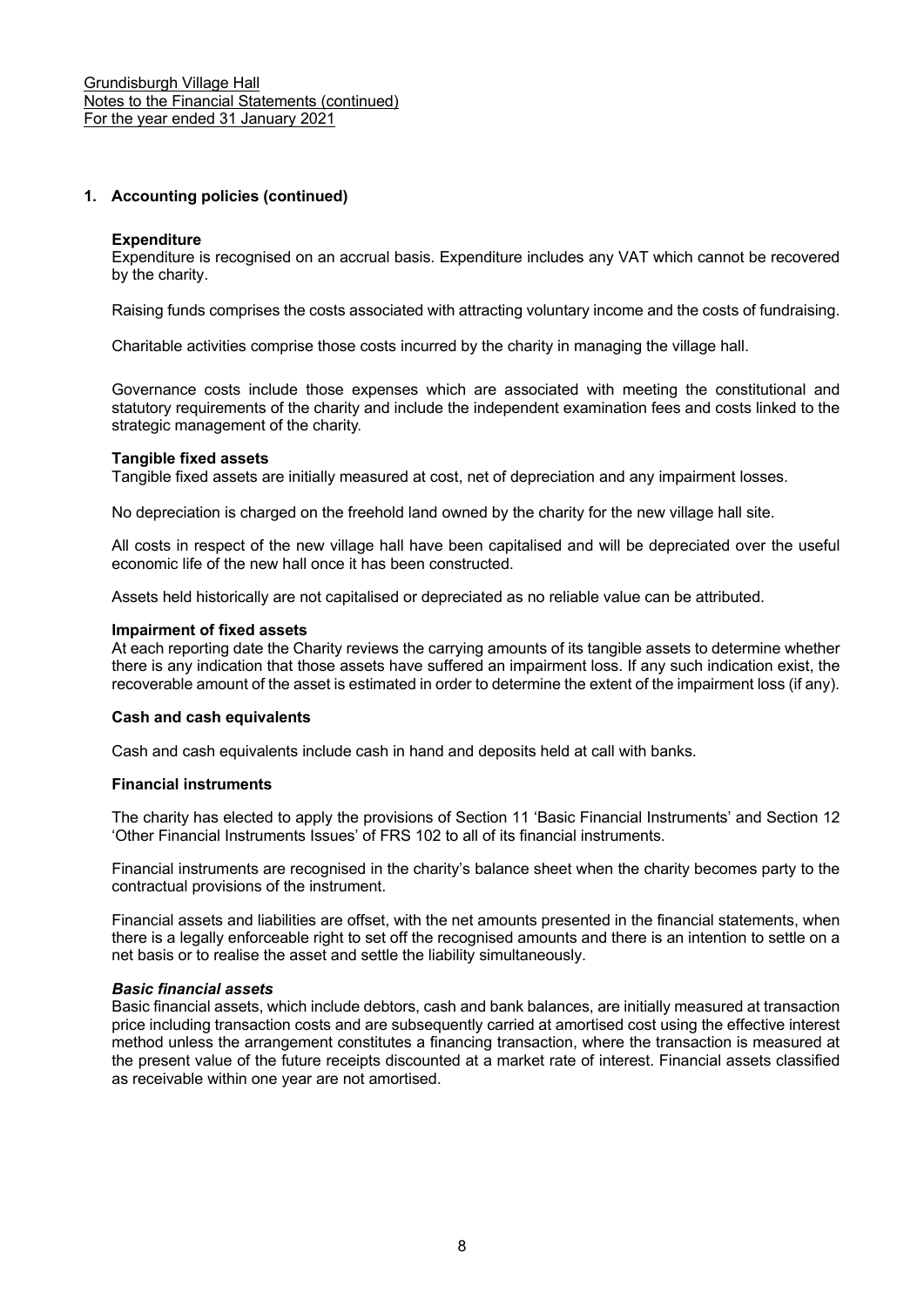Grundisburgh Village Hall
Notes to the Financial Statements (continued)
For the year ended 31 January 2021

## 1. Accounting policies (continued)

### Expenditure

Expenditure is recognised on an accrual basis. Expenditure includes any VAT which cannot be recovered by the charity.

Raising funds comprises the costs associated with attracting voluntary income and the costs of fundraising.

Charitable activities comprise those costs incurred by the charity in managing the village hall.

Governance costs include those expenses which are associated with meeting the constitutional and statutory requirements of the charity and include the independent examination fees and costs linked to the strategic management of the charity.

### Tangible fixed assets

Tangible fixed assets are initially measured at cost, net of depreciation and any impairment losses.

No depreciation is charged on the freehold land owned by the charity for the new village hall site.

All costs in respect of the new village hall have been capitalised and will be depreciated over the useful economic life of the new hall once it has been constructed.

Assets held historically are not capitalised or depreciated as no reliable value can be attributed.

### Impairment of fixed assets

At each reporting date the Charity reviews the carrying amounts of its tangible assets to determine whether there is any indication that those assets have suffered an impairment loss. If any such indication exist, the recoverable amount of the asset is estimated in order to determine the extent of the impairment loss (if any).

### Cash and cash equivalents

Cash and cash equivalents include cash in hand and deposits held at call with banks.

### Financial instruments

The charity has elected to apply the provisions of Section 11 'Basic Financial Instruments' and Section 12 'Other Financial Instruments Issues' of FRS 102 to all of its financial instruments.

Financial instruments are recognised in the charity's balance sheet when the charity becomes party to the contractual provisions of the instrument.

Financial assets and liabilities are offset, with the net amounts presented in the financial statements, when there is a legally enforceable right to set off the recognised amounts and there is an intention to settle on a net basis or to realise the asset and settle the liability simultaneously.

#### *Basic financial assets*

Basic financial assets, which include debtors, cash and bank balances, are initially measured at transaction price including transaction costs and are subsequently carried at amortised cost using the effective interest method unless the arrangement constitutes a financing transaction, where the transaction is measured at the present value of the future receipts discounted at a market rate of interest. Financial assets classified as receivable within one year are not amortised.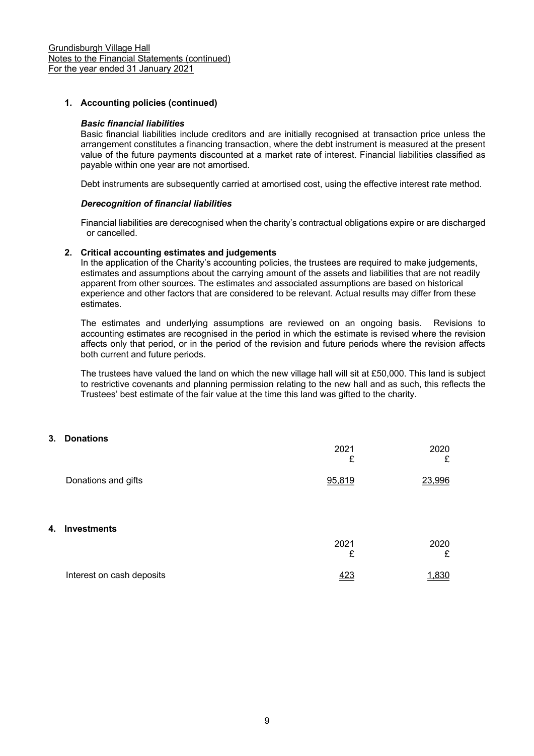Grundisburgh Village Hall
Notes to the Financial Statements (continued)
For the year ended 31 January 2021

## 1. Accounting policies (continued)

### *Basic financial liabilities*

Basic financial liabilities include creditors and are initially recognised at transaction price unless the arrangement constitutes a financing transaction, where the debt instrument is measured at the present value of the future payments discounted at a market rate of interest. Financial liabilities classified as payable within one year are not amortised.

Debt instruments are subsequently carried at amortised cost, using the effective interest rate method.

### *Derecognition of financial liabilities*

Financial liabilities are derecognised when the charity's contractual obligations expire or are discharged or cancelled.

## 2. Critical accounting estimates and judgements

In the application of the Charity's accounting policies, the trustees are required to make judgements, estimates and assumptions about the carrying amount of the assets and liabilities that are not readily apparent from other sources. The estimates and associated assumptions are based on historical experience and other factors that are considered to be relevant. Actual results may differ from these estimates.

The estimates and underlying assumptions are reviewed on an ongoing basis. Revisions to accounting estimates are recognised in the period in which the estimate is revised where the revision affects only that period, or in the period of the revision and future periods where the revision affects both current and future periods.

The trustees have valued the land on which the new village hall will sit at £50,000. This land is subject to restrictive covenants and planning permission relating to the new hall and as such, this reflects the Trustees' best estimate of the fair value at the time this land was gifted to the charity.

## 3. Donations

| | 2021 £ | 2020 £ |
|---|---|---|
| Donations and gifts | 95,819 | 23,996 |

## 4. Investments

| | 2021 £ | 2020 £ |
|---|---|---|
| Interest on cash deposits | 423 | 1,830 |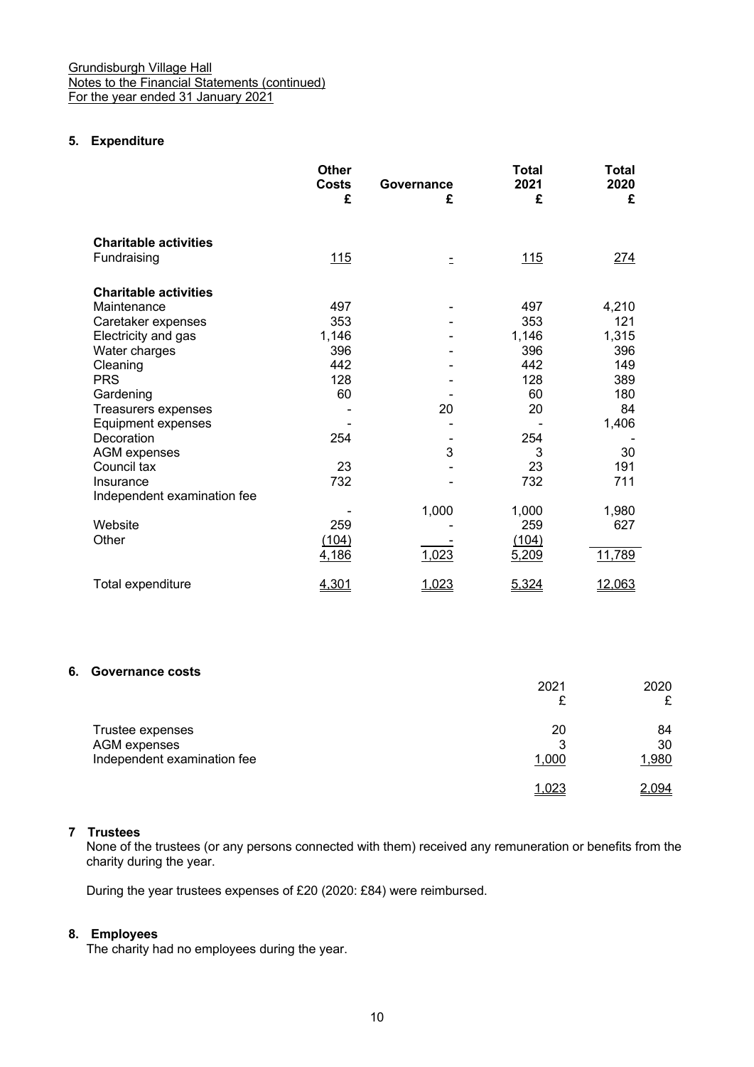Grundisburgh Village Hall
Notes to the Financial Statements (continued)
For the year ended 31 January 2021

## 5. Expenditure

| | Other Costs £ | Governance £ | Total 2021 £ | Total 2020 £ |
|---|---|---|---|---|
| **Charitable activities** | | | | |
| Fundraising | 115 | - | 115 | 274 |
| **Charitable activities** | | | | |
| Maintenance | 497 | - | 497 | 4,210 |
| Caretaker expenses | 353 | - | 353 | 121 |
| Electricity and gas | 1,146 | - | 1,146 | 1,315 |
| Water charges | 396 | - | 396 | 396 |
| Cleaning | 442 | - | 442 | 149 |
| PRS | 128 | - | 128 | 389 |
| Gardening | 60 | - | 60 | 180 |
| Treasurers expenses | - | 20 | 20 | 84 |
| Equipment expenses | - | - | - | 1,406 |
| Decoration | 254 | - | 254 | - |
| AGM expenses | | 3 | 3 | 30 |
| Council tax | 23 | - | 23 | 191 |
| Insurance | 732 | - | 732 | 711 |
| Independent examination fee | - | 1,000 | 1,000 | 1,980 |
| Website | 259 | - | 259 | 627 |
| Other | (104) | - | (104) | |
| | 4,186 | 1,023 | 5,209 | 11,789 |
| Total expenditure | 4,301 | 1,023 | 5,324 | 12,063 |

## 6. Governance costs

| | 2021 £ | 2020 £ |
|---|---|---|
| Trustee expenses | 20 | 84 |
| AGM expenses | 3 | 30 |
| Independent examination fee | 1,000 | 1,980 |
| | 1,023 | 2,094 |

## 7 Trustees

None of the trustees (or any persons connected with them) received any remuneration or benefits from the charity during the year.

During the year trustees expenses of £20 (2020: £84) were reimbursed.

## 8. Employees

The charity had no employees during the year.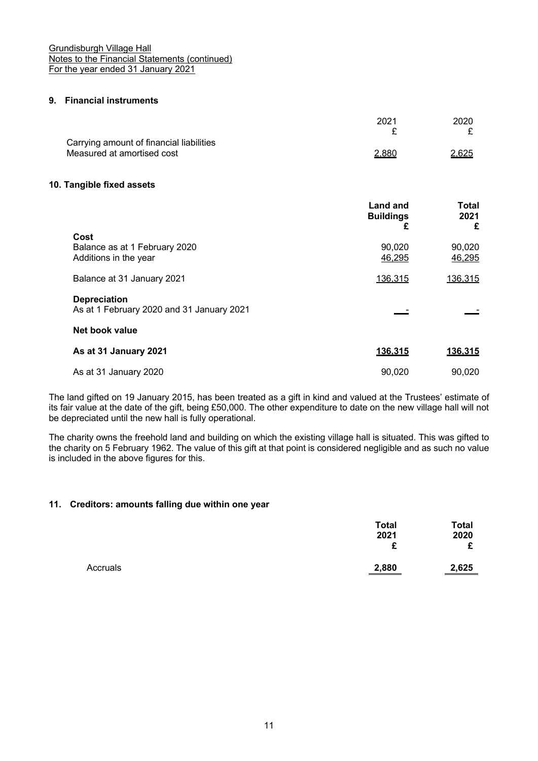Grundisburgh Village Hall
Notes to the Financial Statements (continued)
For the year ended 31 January 2021

## 9. Financial instruments

| | 2021 £ | 2020 £ |
|---|---|---|
| Carrying amount of financial liabilities | | |
| Measured at amortised cost | 2,880 | 2,625 |

## 10. Tangible fixed assets

| | **Land and Buildings £** | **Total 2021 £** |
|---|---|---|
| **Cost** | | |
| Balance as at 1 February 2020 | 90,020 | 90,020 |
| Additions in the year | 46,295 | 46,295 |
| Balance at 31 January 2021 | 136,315 | 136,315 |
| **Depreciation** | | |
| As at 1 February 2020 and 31 January 2021 | - | - |
| **Net book value** | | |
| **As at 31 January 2021** | **136,315** | **136,315** |
| As at 31 January 2020 | 90,020 | 90,020 |

The land gifted on 19 January 2015, has been treated as a gift in kind and valued at the Trustees' estimate of its fair value at the date of the gift, being £50,000. The other expenditure to date on the new village hall will not be depreciated until the new hall is fully operational.

The charity owns the freehold land and building on which the existing village hall is situated. This was gifted to the charity on 5 February 1962. The value of this gift at that point is considered negligible and as such no value is included in the above figures for this.

## 11. Creditors: amounts falling due within one year

| | **Total 2021 £** | **Total 2020 £** |
|---|---|---|
| Accruals | **2,880** | **2,625** |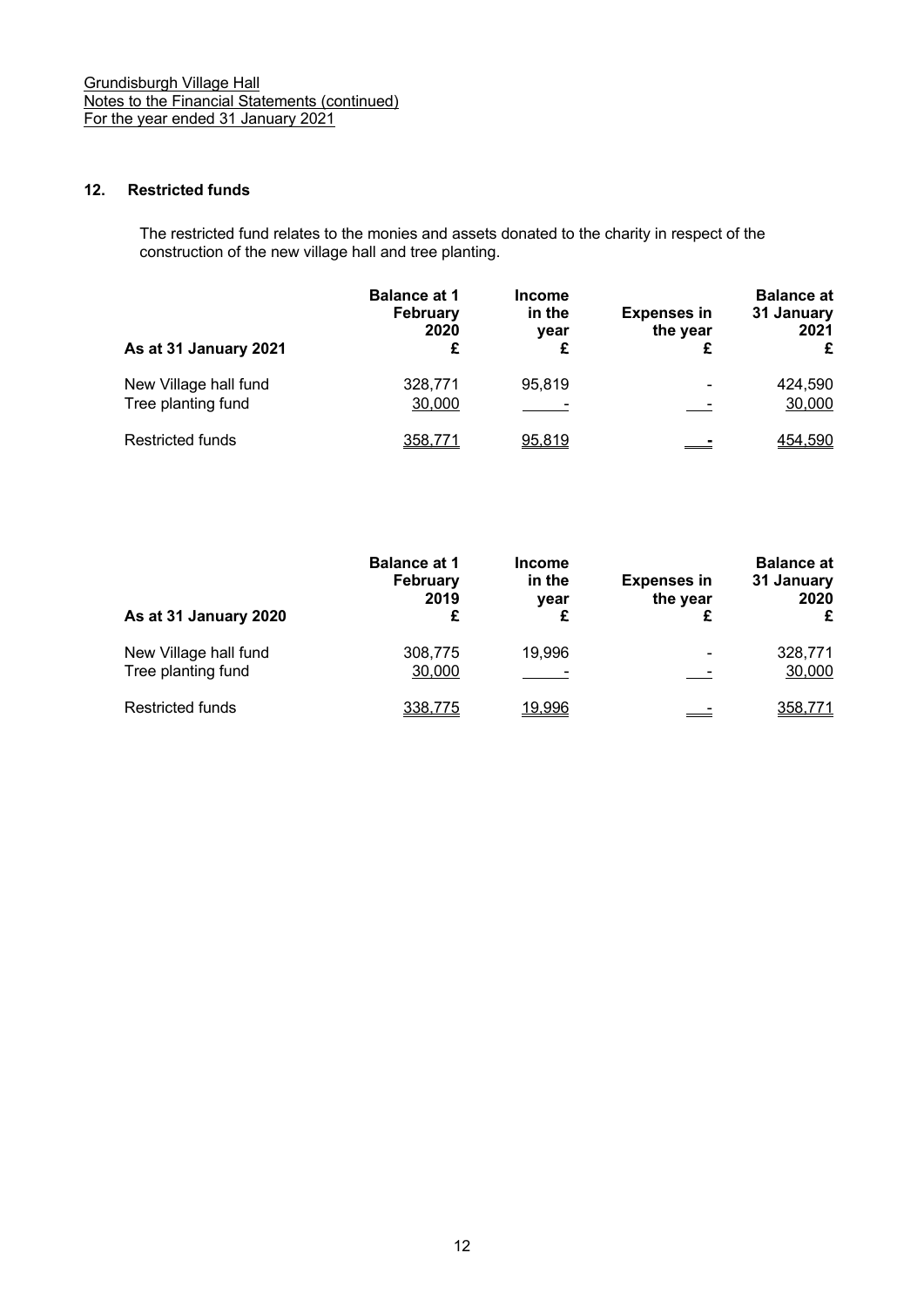Grundisburgh Village Hall
Notes to the Financial Statements (continued)
For the year ended 31 January 2021

## 12. Restricted funds

The restricted fund relates to the monies and assets donated to the charity in respect of the construction of the new village hall and tree planting.

| As at 31 January 2021 | Balance at 1 February 2020 £ | Income in the year £ | Expenses in the year £ | Balance at 31 January 2021 £ |
|---|---|---|---|---|
| New Village hall fund | 328,771 | 95,819 | - | 424,590 |
| Tree planting fund | 30,000 | - | - | 30,000 |
| Restricted funds | 358,771 | 95,819 | - | 454,590 |

| As at 31 January 2020 | Balance at 1 February 2019 £ | Income in the year £ | Expenses in the year £ | Balance at 31 January 2020 £ |
|---|---|---|---|---|
| New Village hall fund | 308,775 | 19,996 | - | 328,771 |
| Tree planting fund | 30,000 | - | - | 30,000 |
| Restricted funds | 338,775 | 19,996 | - | 358,771 |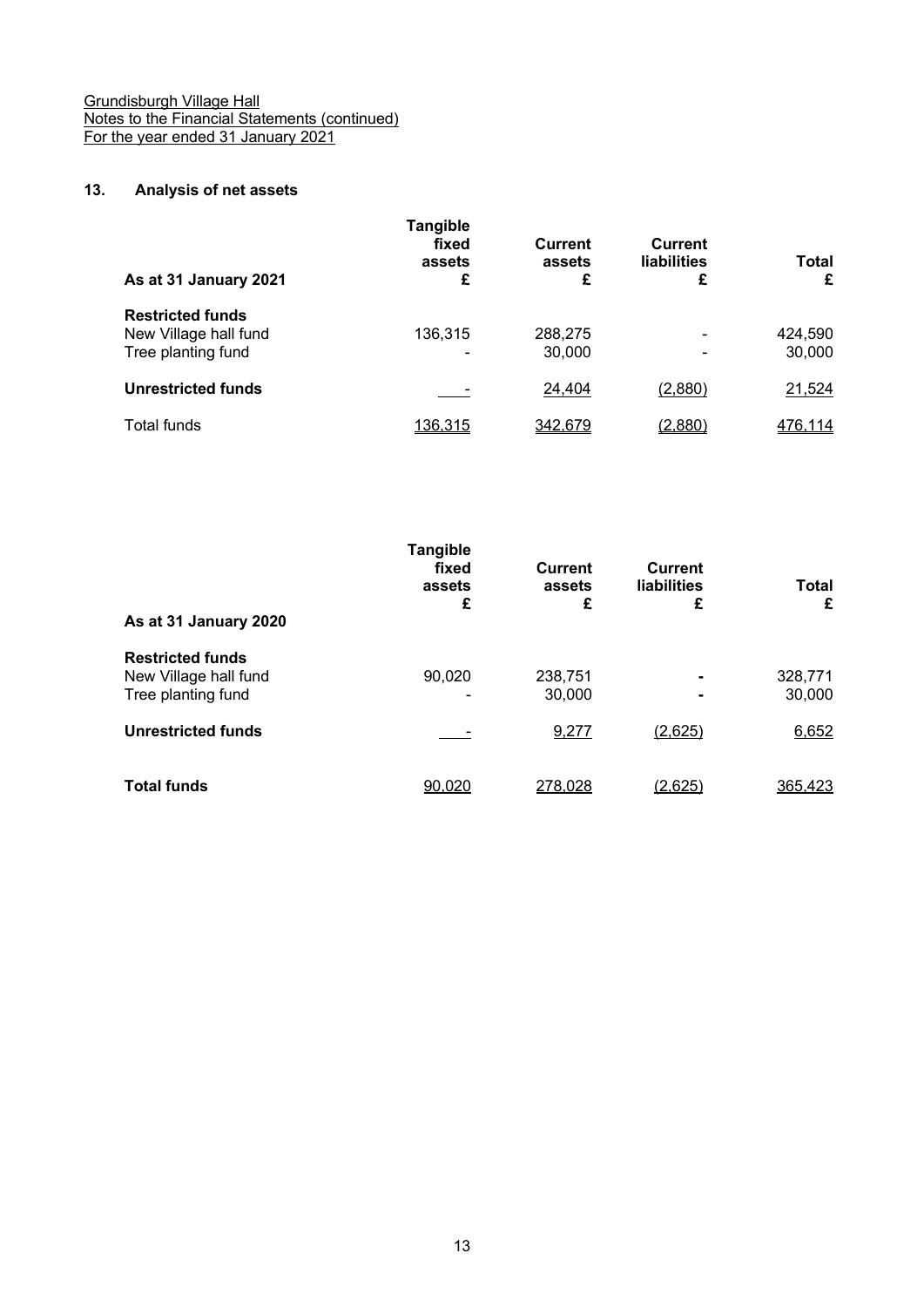Grundisburgh Village Hall
Notes to the Financial Statements (continued)
For the year ended 31 January 2021

## 13. Analysis of net assets

| As at 31 January 2021 | Tangible fixed assets £ | Current assets £ | Current liabilities £ | Total £ |
|---|---|---|---|---|
| **Restricted funds** | | | | |
| New Village hall fund | 136,315 | 288,275 | - | 424,590 |
| Tree planting fund | - | 30,000 | - | 30,000 |
| **Unrestricted funds** | - | 24,404 | (2,880) | 21,524 |
| Total funds | 136,315 | 342,679 | (2,880) | 476,114 |

| As at 31 January 2020 | Tangible fixed assets £ | Current assets £ | Current liabilities £ | Total £ |
|---|---|---|---|---|
| **Restricted funds** | | | | |
| New Village hall fund | 90,020 | 238,751 | - | 328,771 |
| Tree planting fund | - | 30,000 | - | 30,000 |
| **Unrestricted funds** | - | 9,277 | (2,625) | 6,652 |
| **Total funds** | 90,020 | 278,028 | (2,625) | 365,423 |